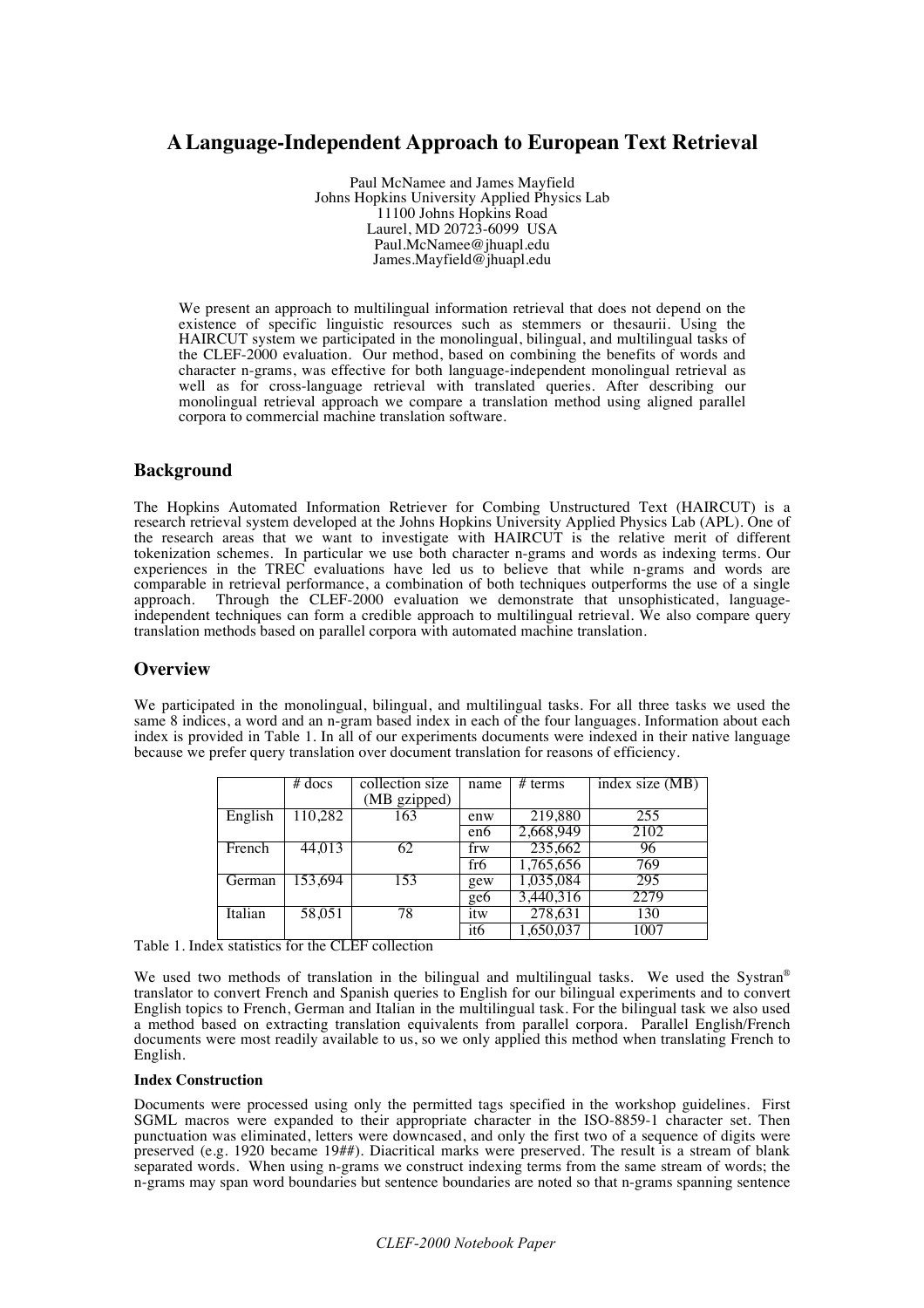# A Language-Independent Approach to European Text Retrieval

Paul McNamee and James Mayfield
Johns Hopkins University Applied Physics Lab
11100 Johns Hopkins Road
Laurel, MD 20723-6099 USA
Paul.McNamee@jhuapl.edu
James.Mayfield@jhuapl.edu

We present an approach to multilingual information retrieval that does not depend on the existence of specific linguistic resources such as stemmers or thesaurii. Using the HAIRCUT system we participated in the monolingual, bilingual, and multilingual tasks of the CLEF-2000 evaluation. Our method, based on combining the benefits of words and character n-grams, was effective for both language-independent monolingual retrieval as well as for cross-language retrieval with translated queries. After describing our monolingual retrieval approach we compare a translation method using aligned parallel corpora to commercial machine translation software.

## Background

The Hopkins Automated Information Retriever for Combing Unstructured Text (HAIRCUT) is a research retrieval system developed at the Johns Hopkins University Applied Physics Lab (APL). One of the research areas that we want to investigate with HAIRCUT is the relative merit of different tokenization schemes. In particular we use both character n-grams and words as indexing terms. Our experiences in the TREC evaluations have led us to believe that while n-grams and words are comparable in retrieval performance, a combination of both techniques outperforms the use of a single approach. Through the CLEF-2000 evaluation we demonstrate that unsophisticated, languege-independent techniques can form a credible approach to multilingual retrieval. We also compare query translation methods based on parallel corpora with automated machine translation.

## Overview

We participated in the monolingual, bilingual, and multilingual tasks. For all three tasks we used the same 8 indices, a word and an n-gram based index in each of the four languages. Information about each index is provided in Table 1. In all of our experiments documents were indexed in their native language because we prefer query translation over document translation for reasons of efficiency.

| | # docs | collection size (MB gzipped) | name | # terms | index size (MB) |
|---|---|---|---|---|---|
| English | 110,282 | 163 | enw | 219,880 | 255 |
| | | | en6 | 2,668,949 | 2102 |
| French | 44,013 | 62 | frw | 235,662 | 96 |
| | | | fr6 | 1,765,656 | 769 |
| German | 153,694 | 153 | gew | 1,035,084 | 295 |
| | | | ge6 | 3,440,316 | 2279 |
| Italian | 58,051 | 78 | itw | 278,631 | 130 |
| | | | it6 | 1,650,037 | 1007 |

Table 1. Index statistics for the CLEF collection

We used two methods of translation in the bilingual and multilingual tasks. We used the Systran® translator to convert French and Spanish queries to English for our bilingual experiments and to convert English topics to French, German and Italian in the multilingual task. For the bilingual task we also used a method based on extracting translation equivalents from parallel corpora. Parallel English/French documents were most readily available to us, so we only applied this method when translating French to English.

### Index Construction

Documents were processed using only the permitted tags specified in the workshop guidelines. First SGML macros were expanded to their appropriate character in the ISO-8859-1 character set. Then punctuation was eliminated, letters were downcased, and only the first two of a sequence of digits were preserved (e.g. 1920 became 19##). Diacritical marks were preserved. The result is a stream of blank separated words. When using n-grams we construct indexing terms from the same stream of words; the n-grams may span word boundaries but sentence boundaries are noted so that n-grams spanning sentence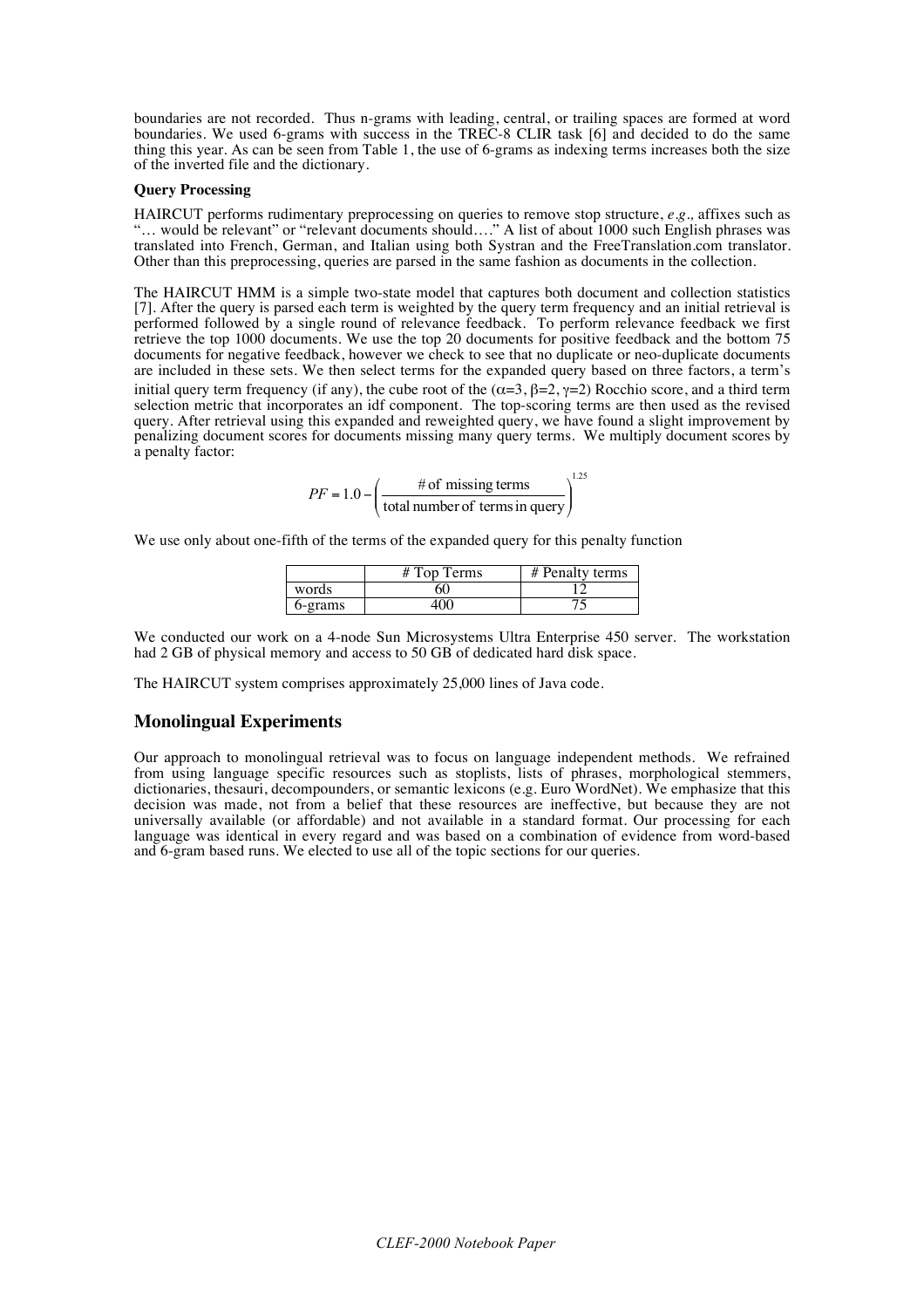boundaries are not recorded. Thus n-grams with leading, central, or trailing spaces are formed at word boundaries. We used 6-grams with success in the TREC-8 CLIR task [6] and decided to do the same thing this year. As can be seen from Table 1, the use of 6-grams as indexing terms increases both the size of the inverted file and the dictionary.

**Query Processing**

HAIRCUT performs rudimentary preprocessing on queries to remove stop structure, *e.g.,* affixes such as "… would be relevant" or "relevant documents should…." A list of about 1000 such English phrases was translated into French, German, and Italian using both Systran and the FreeTranslation.com translator. Other than this preprocessing, queries are parsed in the same fashion as documents in the collection.

The HAIRCUT HMM is a simple two-state model that captures both document and collection statistics [7]. After the query is parsed each term is weighted by the query term frequency and an initial retrieval is performed followed by a single round of relevance feedback. To perform relevance feedback we first retrieve the top 1000 documents. We use the top 20 documents for positive feedback and the bottom 75 documents for negative feedback, however we check to see that no duplicate or neo-duplicate documents are included in these sets. We then select terms for the expanded query based on three factors, a term's initial query term frequency (if any), the cube root of the ($\alpha$=3, $\beta$=2, $\gamma$=2) Rocchio score, and a third term selection metric that incorporates an idf component. The top-scoring terms are then used as the revised query. After retrieval using this expanded and reweighted query, we have found a slight improvement by penalizing document scores for documents missing many query terms. We multiply document scores by a penalty factor:

$$PF = 1.0 - \left( \frac{\text{\# of missing terms}}{\text{total number of terms in query}} \right)^{1.25}$$

We use only about one-fifth of the terms of the expanded query for this penalty function

| | # Top Terms | # Penalty terms |
|---|---|---|
| words | 60 | 12 |
| 6-grams | 400 | 75 |

We conducted our work on a 4-node Sun Microsystems Ultra Enterprise 450 server. The workstation had 2 GB of physical memory and access to 50 GB of dedicated hard disk space.

The HAIRCUT system comprises approximately 25,000 lines of Java code.

## Monolingual Experiments

Our approach to monolingual retrieval was to focus on language independent methods. We refrained from using language specific resources such as stoplists, lists of phrases, morphological stemmers, dictionaries, thesauri, decompounders, or semantic lexicons (e.g. Euro WordNet). We emphasize that this decision was made, not from a belief that these resources are ineffective, but because they are not universally available (or affordable) and not available in a standard format. Our processing for each language was identical in every regard and was based on a combination of evidence from word-based and 6-gram based runs. We elected to use all of the topic sections for our queries.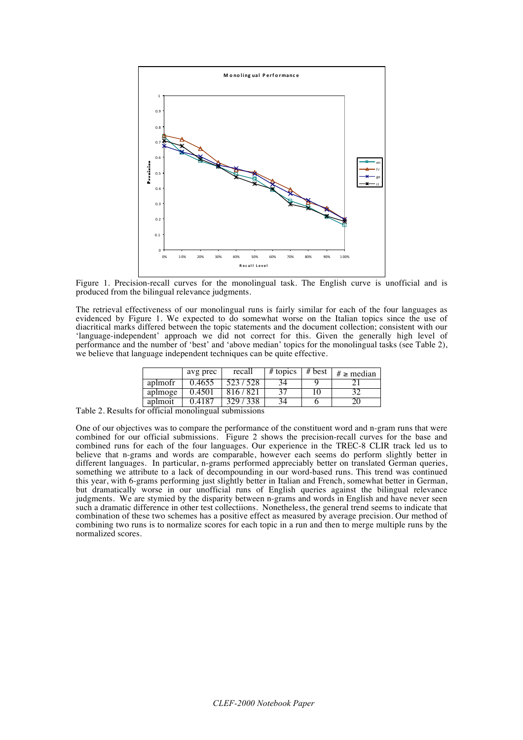Figure 1. Precision-recall curves for the monolingual task. The English curve is unofficial and is produced from the bilingual relevance judgments.

The retrieval effectiveness of our monolingual runs is fairly similar for each of the four languages as evidenced by Figure 1. We expected to do somewhat worse on the Italian topics since the use of diacritical marks differed between the topic statements and the document collection; consistent with our 'language-independent' approach we did not correct for this. Given the generally high level of performance and the number of 'best' and 'above median' topics for the monolingual tasks (see Table 2), we believe that language independent techniques can be quite effective.

| | avg prec | recall | # topics | # best | # ≥ median |
|---|---|---|---|---|---|
| aplmofr | 0.4655 | 523 / 528 | 34 | 9 | 21 |
| aplmoge | 0.4501 | 816 / 821 | 37 | 10 | 32 |
| aplmoit | 0.4187 | 329 / 338 | 34 | 6 | 20 |

Table 2. Results for official monolingual submissions

One of our objectives was to compare the performance of the constituent word and n-gram runs that were combined for our official submissions. Figure 2 shows the precision-recall curves for the base and combined runs for each of the four languages. Our experience in the TREC-8 CLIR track led us to believe that n-grams and words are comparable, however each seems do perform slightly better in different languages. In particular, n-grams performed appreciably better on translated German queries, something we attribute to a lack of decompounding in our word-based runs. This trend was continued this year, with 6-grams performing just slightly better in Italian and French, somewhat better in German, but dramatically worse in our unofficial runs of English queries against the bilingual relevance judgments. We are stymied by the disparity between n-grams and words in English and have never seen such a dramatic difference in other test collections. Nonetheless, the general trend seems to indicate that combination of these two schemes has a positive effect as measured by average precision. Our method of combining two runs is to normalize scores for each topic in a run and then to merge multiple runs by the normalized scores.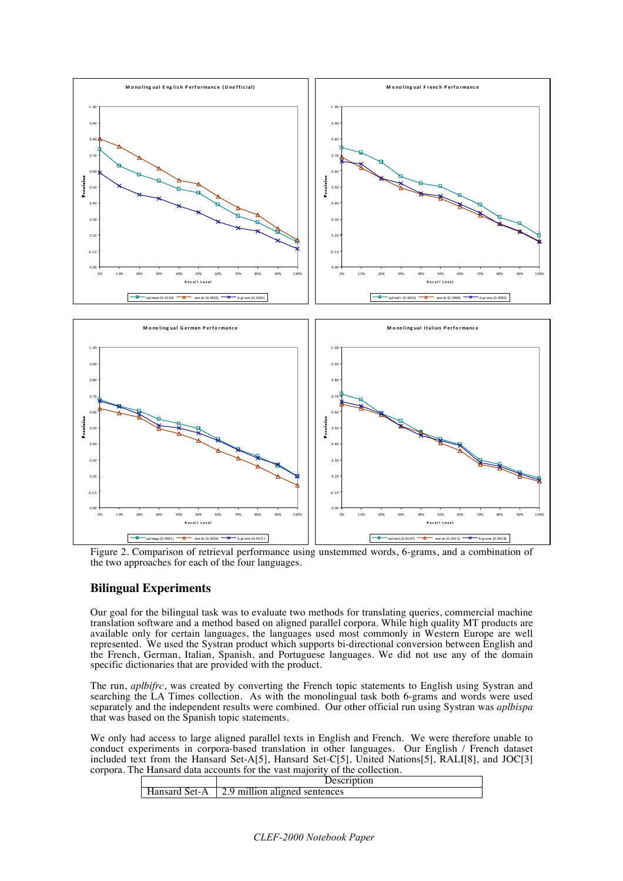Figure 2. Comparison of retrieval performance using unstemmed words, 6-grams, and a combination of the two approaches for each of the four languages.

## Bilingual Experiments

Our goal for the bilingual task was to evaluate two methods for translating queries, commercial machine translation software and a method based on aligned parallel corpora. While high quality MT products are available only for certain languages, the languages used most commonly in Western Europe are well represented. We used the Systran product which supports bi-directional conversion between English and the French, German, Italian, Spanish, and Portuguese languages. We did not use any of the domain specific dictionaries that are provided with the product.

The run, *aplbifrc*, was created by converting the French topic statements to English using Systran and searching the LA Times collection. As with the monolingual task both 6-grams and words were used separately and the independent results were combined. Our other official run using Systran was *aplbispa* that was based on the Spanish topic statements.

We only had access to large aligned parallel texts in English and French. We were therefore unable to conduct experiments in corpora-based translation in other languages. Our English / French dataset included text from the Hansard Set-A[5], Hansard Set-C[5], United Nations[5], RALI[8], and JOC[3] corpora. The Hansard data accounts for the vast majority of the collection.

| | Description |
|---|---|
| Hansard Set-A | 2.9 million aligned sentences |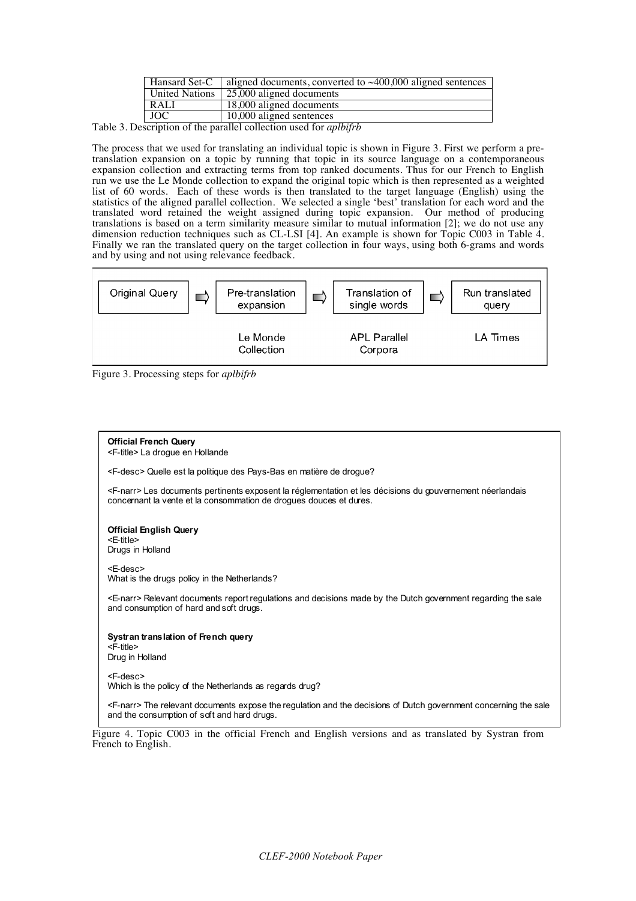| Hansard Set-C | aligned documents, converted to ~400,000 aligned sentences |
|---|---|
| United Nations | 25,000 aligned documents |
| RALI | 18,000 aligned documents |
| JOC | 10,000 aligned sentences |

Table 3. Description of the parallel collection used for *aplbifrb*

The process that we used for translating an individual topic is shown in Figure 3. First we perform a pre-translation expansion on a topic by running that topic in its source language on a contemporaneous expansion collection and extracting terms from top ranked documents. Thus for our French to English run we use the Le Monde collection to expand the original topic which is then represented as a weighted list of 60 words. Each of these words is then translated to the target language (English) using the statistics of the aligned parallel collection. We selected a single 'best' translation for each word and the translated word retained the weight assigned during topic expansion. Our method of producing translations is based on a term similarity measure similar to mutual information [2]; we do not use any dimension reduction techniques such as CL-LSI [4]. An example is shown for Topic C003 in Table 4. Finally we ran the translated query on the target collection in four ways, using both 6-grams and words and by using and not using relevance feedback.

| Original Query | ⇨ | Pre-translation expansion | ⇨ | Translation of single words | ⇨ | Run translated query |
|---|---|---|---|---|---|---|
| | | Le Monde Collection | | APL Parallel Corpora | | LA Times |

Figure 3. Processing steps for *aplbifrb*

**Official French Query**
<F-title> La drogue en Hollande

<F-desc> Quelle est la politique des Pays-Bas en matière de drogue?

<F-narr> Les documents pertinents exposent la réglementation et les décisions du gouvernement néerlandais concernant la vente et la consommation de drogues douces et dures.

**Official English Query**
<E-title>
Drugs in Holland

<E-desc>
What is the drugs policy in the Netherlands?

<E-narr> Relevant documents report regulations and decisions made by the Dutch government regarding the sale and consumption of hard and soft drugs.

**Systran translation of French query**
<F-title>
Drug in Holland

<F-desc>
Which is the policy of the Netherlands as regards drug?

<F-narr> The relevant documents expose the regulation and the decisions of Dutch government concerning the sale and the consumption of soft and hard drugs.

Figure 4. Topic C003 in the official French and English versions and as translated by Systran from French to English.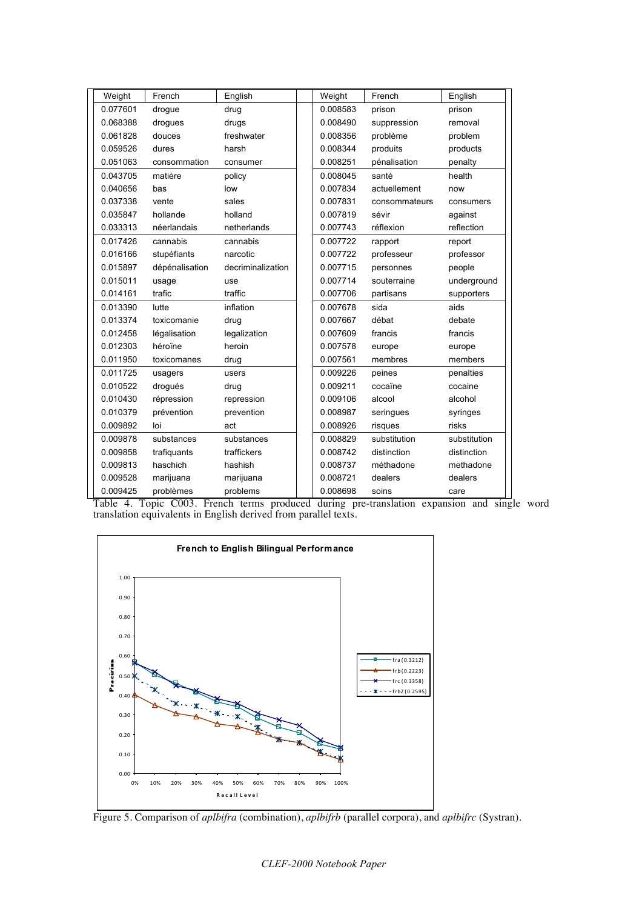| Weight | French | English | Weight | French | English |
|---|---|---|---|---|---|
| 0.077601 | drogue | drug | 0.008583 | prison | prison |
| 0.068388 | drogues | drugs | 0.008490 | suppression | removal |
| 0.061828 | douces | freshwater | 0.008356 | problème | problem |
| 0.059526 | dures | harsh | 0.008344 | produits | products |
| 0.051063 | consommation | consumer | 0.008251 | pénalisation | penalty |
| 0.043705 | matière | policy | 0.008045 | santé | health |
| 0.040656 | bas | low | 0.007834 | actuellement | now |
| 0.037338 | vente | sales | 0.007831 | consommateurs | consumers |
| 0.035847 | hollande | holland | 0.007819 | sévir | against |
| 0.033313 | néerlandais | netherlands | 0.007743 | réflexion | reflection |
| 0.017426 | cannabis | cannabis | 0.007722 | rapport | report |
| 0.016166 | stupéfiants | narcotic | 0.007722 | professeur | professor |
| 0.015897 | dépénalisation | decriminalization | 0.007715 | personnes | people |
| 0.015011 | usage | use | 0.007714 | souterraine | underground |
| 0.014161 | trafic | traffic | 0.007706 | partisans | supporters |
| 0.013390 | lutte | inflation | 0.007678 | sida | aids |
| 0.013374 | toxicomanie | drug | 0.007667 | débat | debate |
| 0.012458 | légalisation | legalization | 0.007609 | francis | francis |
| 0.012303 | héroïne | heroin | 0.007578 | europe | europe |
| 0.011950 | toxicomanes | drug | 0.007561 | membres | members |
| 0.011725 | usagers | users | 0.009226 | peines | penalties |
| 0.010522 | drogués | drug | 0.009211 | cocaïne | cocaine |
| 0.010430 | répression | repression | 0.009106 | alcool | alcohol |
| 0.010379 | prévention | prevention | 0.008987 | seringues | syringes |
| 0.009892 | loi | act | 0.008926 | risques | risks |
| 0.009878 | substances | substances | 0.008829 | substitution | substitution |
| 0.009858 | trafiquants | traffickers | 0.008742 | distinction | distinction |
| 0.009813 | haschich | hashish | 0.008737 | méthadone | methadone |
| 0.009528 | marijuana | marijuana | 0.008721 | dealers | dealers |
| 0.009425 | problèmes | problems | 0.008698 | soins | care |

Table 4. Topic C003. French terms produced during pre-translation expansion and single word translation equivalents in English derived from parallel texts.

Figure 5. Comparison of *aplbifra* (combination), *aplbifrb* (parallel corpora), and *aplbifrc* (Systran).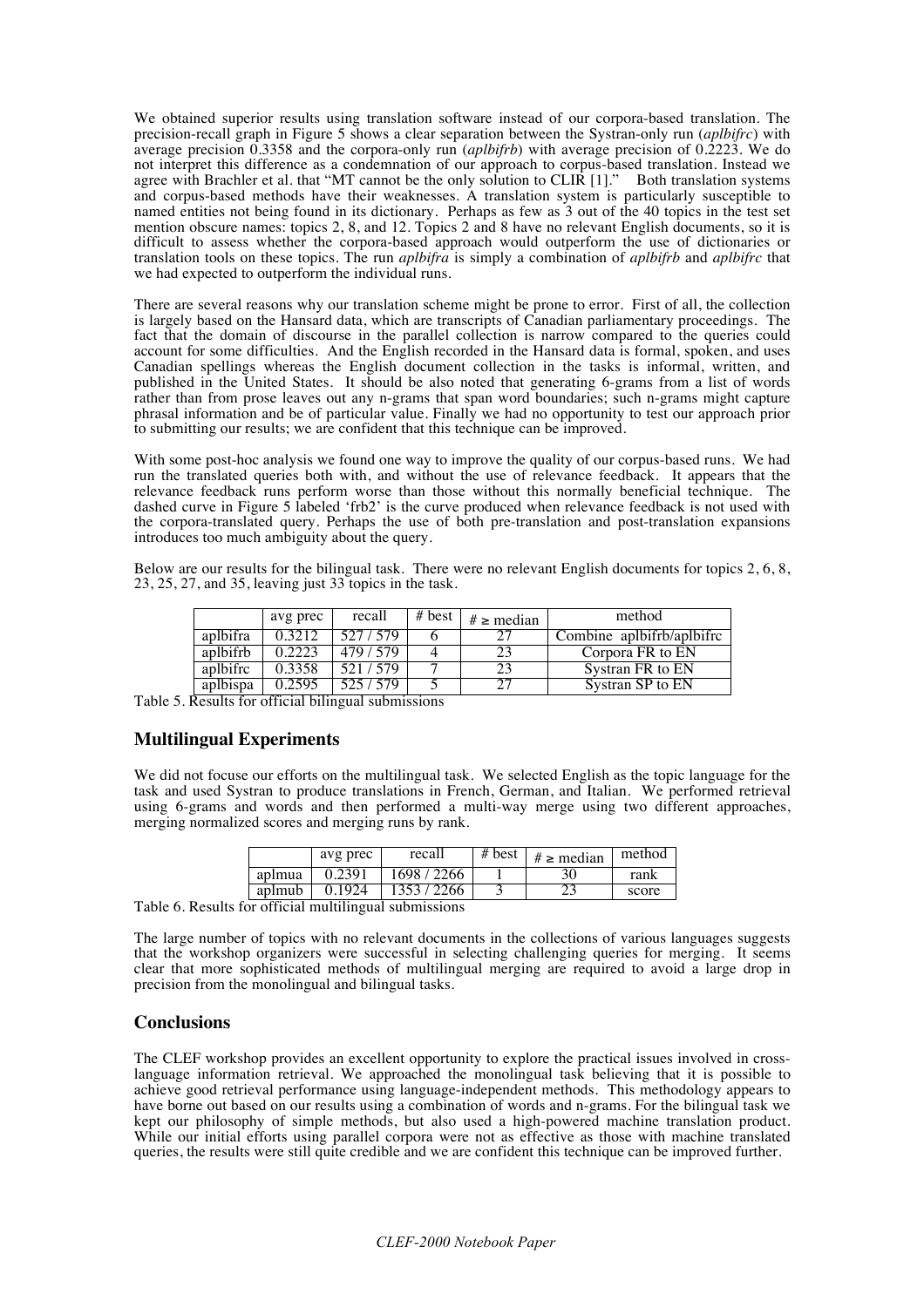We obtained superior results using translation software instead of our corpora-based translation. The precision-recall graph in Figure 5 shows a clear separation between the Systran-only run (*aplbifrc*) with average precision 0.3358 and the corpora-only run (*aplbifrb*) with average precision of 0.2223. We do not interpret this difference as a condemnation of our approach to corpus-based translation. Instead we agree with Brachler et al. that "MT cannot be the only solution to CLIR [1]." Both translation systems and corpus-based methods have their weaknesses. A translation system is particularly susceptible to named entities not being found in its dictionary. Perhaps as few as 3 out of the 40 topics in the test set mention obscure names: topics 2, 8, and 12. Topics 2 and 8 have no relevant English documents, so it is difficult to assess whether the corpora-based approach would outperform the use of dictionaries or translation tools on these topics. The run *aplbifra* is simply a combination of *aplbifrb* and *aplbifrc* that we had expected to outperform the individual runs.

There are several reasons why our translation scheme might be prone to error. First of all, the collection is largely based on the Hansard data, which are transcripts of Canadian parliamentary proceedings. The fact that the domain of discourse in the parallel collection is narrow compared to the queries could account for some difficulties. And the English recorded in the Hansard data is formal, spoken, and uses Canadian spellings whereas the English document collection in the tasks is informal, written, and published in the United States. It should be also noted that generating 6-grams from a list of words rather than from prose leaves out any n-grams that span word boundaries; such n-grams might capture phrasal information and be of particular value. Finally we had no opportunity to test our approach prior to submitting our results; we are confident that this technique can be improved.

With some post-hoc analysis we found one way to improve the quality of our corpus-based runs. We had run the translated queries both with, and without the use of relevance feedback. It appears that the relevance feedback runs perform worse than those without this normally beneficial technique. The dashed curve in Figure 5 labeled 'frb2' is the curve produced when relevance feedback is not used with the corpora-translated query. Perhaps the use of both pre-translation and post-translation expansions introduces too much ambiguity about the query.

Below are our results for the bilingual task. There were no relevant English documents for topics 2, 6, 8, 23, 25, 27, and 35, leaving just 33 topics in the task.

| | avg prec | recall | # best | # ≥ median | method |
|---|---|---|---|---|---|
| aplbifra | 0.3212 | 527 / 579 | 6 | 27 | Combine aplbifrb/aplbifrc |
| aplbifrb | 0.2223 | 479 / 579 | 4 | 23 | Corpora FR to EN |
| aplbifrc | 0.3358 | 521 / 579 | 7 | 23 | Systran FR to EN |
| aplbispa | 0.2595 | 525 / 579 | 5 | 27 | Systran SP to EN |

Table 5. Results for official bilingual submissions

## Multilingual Experiments

We did not focuse our efforts on the multilingual task. We selected English as the topic language for the task and used Systran to produce translations in French, German, and Italian. We performed retrieval using 6-grams and words and then performed a multi-way merge using two different approaches, merging normalized scores and merging runs by rank.

| | avg prec | recall | # best | # ≥ median | method |
|---|---|---|---|---|---|
| aplmua | 0.2391 | 1698 / 2266 | 1 | 30 | rank |
| aplmub | 0.1924 | 1353 / 2266 | 3 | 23 | score |

Table 6. Results for official multilingual submissions

The large number of topics with no relevant documents in the collections of various languages suggests that the workshop organizers were successful in selecting challenging queries for merging. It seems clear that more sophisticated methods of multilingual merging are required to avoid a large drop in precision from the monolingual and bilingual tasks.

## Conclusions

The CLEF workshop provides an excellent opportunity to explore the practical issues involved in cross-language information retrieval. We approached the monolingual task believing that it is possible to achieve good retrieval performance using language-independent methods. This methodology appears to have borne out based on our results using a combination of words and n-grams. For the bilingual task we kept our philosophy of simple methods, but also used a high-powered machine translation product. While our initial efforts using parallel corpora were not as effective as those with machine translated queries, the results were still quite credible and we are confident this technique can be improved further.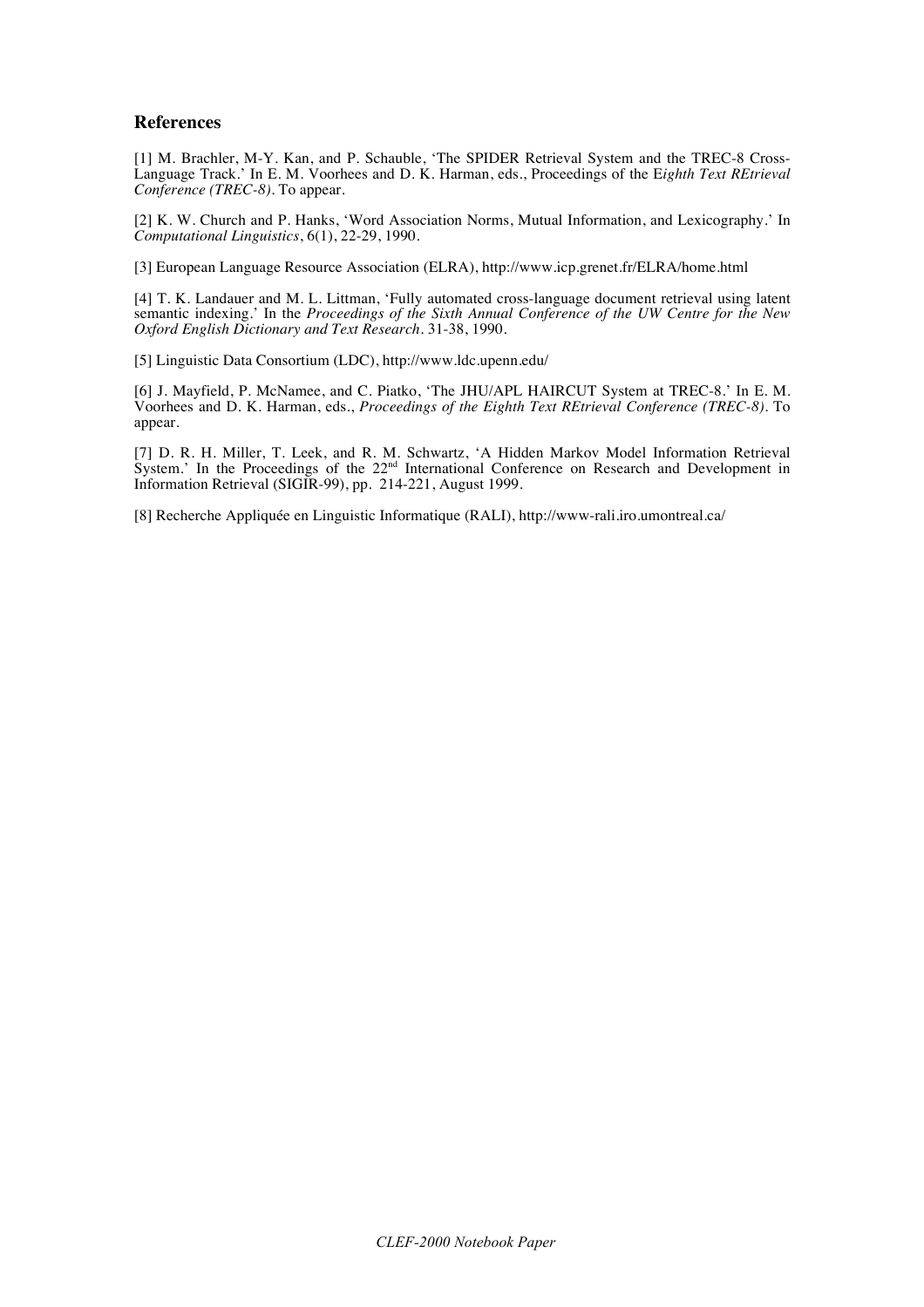## References

[1] M. Brachler, M-Y. Kan, and P. Schauble, 'The SPIDER Retrieval System and the TREC-8 Cross-Language Track.' In E. M. Voorhees and D. K. Harman, eds., Proceedings of the E*ighth Text REtrieval Conference (TREC-8)*. To appear.

[2] K. W. Church and P. Hanks, 'Word Association Norms, Mutual Information, and Lexicography.' In *Computational Linguistics*, 6(1), 22-29, 1990.

[3] European Language Resource Association (ELRA), http://www.icp.grenet.fr/ELRA/home.html

[4] T. K. Landauer and M. L. Littman, 'Fully automated cross-language document retrieval using latent semantic indexing.' In the *Proceedings of the Sixth Annual Conference of the UW Centre for the New Oxford English Dictionary and Text Research*. 31-38, 1990.

[5] Linguistic Data Consortium (LDC), http://www.ldc.upenn.edu/

[6] J. Mayfield, P. McNamee, and C. Piatko, 'The JHU/APL HAIRCUT System at TREC-8.' In E. M. Voorhees and D. K. Harman, eds., *Proceedings of the Eighth Text REtrieval Conference (TREC-8)*. To appear.

[7] D. R. H. Miller, T. Leek, and R. M. Schwartz, 'A Hidden Markov Model Information Retrieval System.' In the Proceedings of the 22nd International Conference on Research and Development in Information Retrieval (SIGIR-99), pp. 214-221, August 1999.

[8] Recherche Appliquée en Linguistic Informatique (RALI), http://www-rali.iro.umontreal.ca/